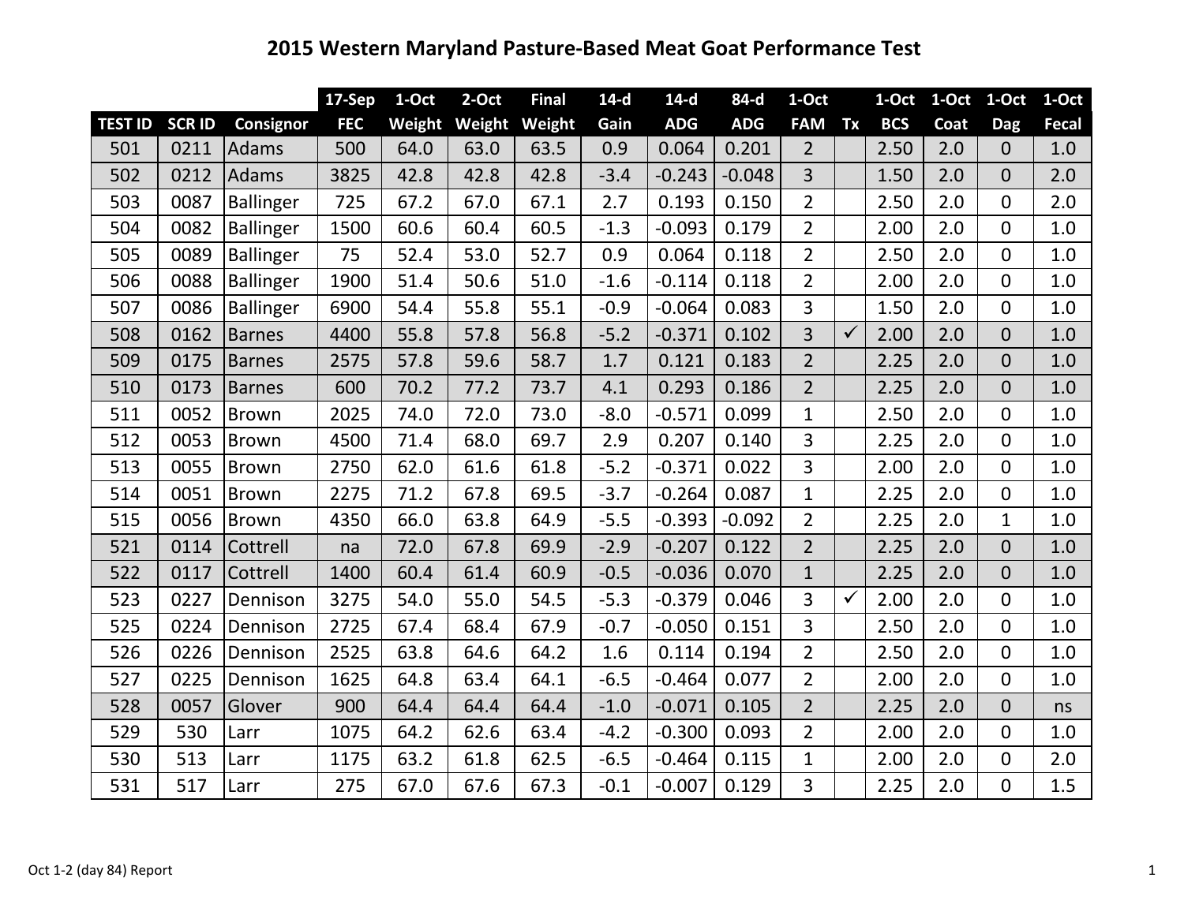# 2015 Western Maryland Pasture-Based Meat Goat Performance Test

| | | | 17-Sep | 1-Oct | 2-Oct | Final | 14-d | 14-d | 84-d | 1-Oct | | 1-Oct | 1-Oct | 1-Oct | 1-Oct |
|---|---|---|---|---|---|---|---|---|---|---|---|---|---|---|---|
| TEST ID | SCR ID | Consignor | FEC | Weight | Weight | Weight | Gain | ADG | ADG | FAM | Tx | BCS | Coat | Dag | Fecal |
| 501 | 0211 | Adams | 500 | 64.0 | 63.0 | 63.5 | 0.9 | 0.064 | 0.201 | 2 | | 2.50 | 2.0 | 0 | 1.0 |
| 502 | 0212 | Adams | 3825 | 42.8 | 42.8 | 42.8 | -3.4 | -0.243 | -0.048 | 3 | | 1.50 | 2.0 | 0 | 2.0 |
| 503 | 0087 | Ballinger | 725 | 67.2 | 67.0 | 67.1 | 2.7 | 0.193 | 0.150 | 2 | | 2.50 | 2.0 | 0 | 2.0 |
| 504 | 0082 | Ballinger | 1500 | 60.6 | 60.4 | 60.5 | -1.3 | -0.093 | 0.179 | 2 | | 2.00 | 2.0 | 0 | 1.0 |
| 505 | 0089 | Ballinger | 75 | 52.4 | 53.0 | 52.7 | 0.9 | 0.064 | 0.118 | 2 | | 2.50 | 2.0 | 0 | 1.0 |
| 506 | 0088 | Ballinger | 1900 | 51.4 | 50.6 | 51.0 | -1.6 | -0.114 | 0.118 | 2 | | 2.00 | 2.0 | 0 | 1.0 |
| 507 | 0086 | Ballinger | 6900 | 54.4 | 55.8 | 55.1 | -0.9 | -0.064 | 0.083 | 3 | | 1.50 | 2.0 | 0 | 1.0 |
| 508 | 0162 | Barnes | 4400 | 55.8 | 57.8 | 56.8 | -5.2 | -0.371 | 0.102 | 3 | ✓ | 2.00 | 2.0 | 0 | 1.0 |
| 509 | 0175 | Barnes | 2575 | 57.8 | 59.6 | 58.7 | 1.7 | 0.121 | 0.183 | 2 | | 2.25 | 2.0 | 0 | 1.0 |
| 510 | 0173 | Barnes | 600 | 70.2 | 77.2 | 73.7 | 4.1 | 0.293 | 0.186 | 2 | | 2.25 | 2.0 | 0 | 1.0 |
| 511 | 0052 | Brown | 2025 | 74.0 | 72.0 | 73.0 | -8.0 | -0.571 | 0.099 | 1 | | 2.50 | 2.0 | 0 | 1.0 |
| 512 | 0053 | Brown | 4500 | 71.4 | 68.0 | 69.7 | 2.9 | 0.207 | 0.140 | 3 | | 2.25 | 2.0 | 0 | 1.0 |
| 513 | 0055 | Brown | 2750 | 62.0 | 61.6 | 61.8 | -5.2 | -0.371 | 0.022 | 3 | | 2.00 | 2.0 | 0 | 1.0 |
| 514 | 0051 | Brown | 2275 | 71.2 | 67.8 | 69.5 | -3.7 | -0.264 | 0.087 | 1 | | 2.25 | 2.0 | 0 | 1.0 |
| 515 | 0056 | Brown | 4350 | 66.0 | 63.8 | 64.9 | -5.5 | -0.393 | -0.092 | 2 | | 2.25 | 2.0 | 1 | 1.0 |
| 521 | 0114 | Cottrell | na | 72.0 | 67.8 | 69.9 | -2.9 | -0.207 | 0.122 | 2 | | 2.25 | 2.0 | 0 | 1.0 |
| 522 | 0117 | Cottrell | 1400 | 60.4 | 61.4 | 60.9 | -0.5 | -0.036 | 0.070 | 1 | | 2.25 | 2.0 | 0 | 1.0 |
| 523 | 0227 | Dennison | 3275 | 54.0 | 55.0 | 54.5 | -5.3 | -0.379 | 0.046 | 3 | ✓ | 2.00 | 2.0 | 0 | 1.0 |
| 525 | 0224 | Dennison | 2725 | 67.4 | 68.4 | 67.9 | -0.7 | -0.050 | 0.151 | 3 | | 2.50 | 2.0 | 0 | 1.0 |
| 526 | 0226 | Dennison | 2525 | 63.8 | 64.6 | 64.2 | 1.6 | 0.114 | 0.194 | 2 | | 2.50 | 2.0 | 0 | 1.0 |
| 527 | 0225 | Dennison | 1625 | 64.8 | 63.4 | 64.1 | -6.5 | -0.464 | 0.077 | 2 | | 2.00 | 2.0 | 0 | 1.0 |
| 528 | 0057 | Glover | 900 | 64.4 | 64.4 | 64.4 | -1.0 | -0.071 | 0.105 | 2 | | 2.25 | 2.0 | 0 | ns |
| 529 | 530 | Larr | 1075 | 64.2 | 62.6 | 63.4 | -4.2 | -0.300 | 0.093 | 2 | | 2.00 | 2.0 | 0 | 1.0 |
| 530 | 513 | Larr | 1175 | 63.2 | 61.8 | 62.5 | -6.5 | -0.464 | 0.115 | 1 | | 2.00 | 2.0 | 0 | 2.0 |
| 531 | 517 | Larr | 275 | 67.0 | 67.6 | 67.3 | -0.1 | -0.007 | 0.129 | 3 | | 2.25 | 2.0 | 0 | 1.5 |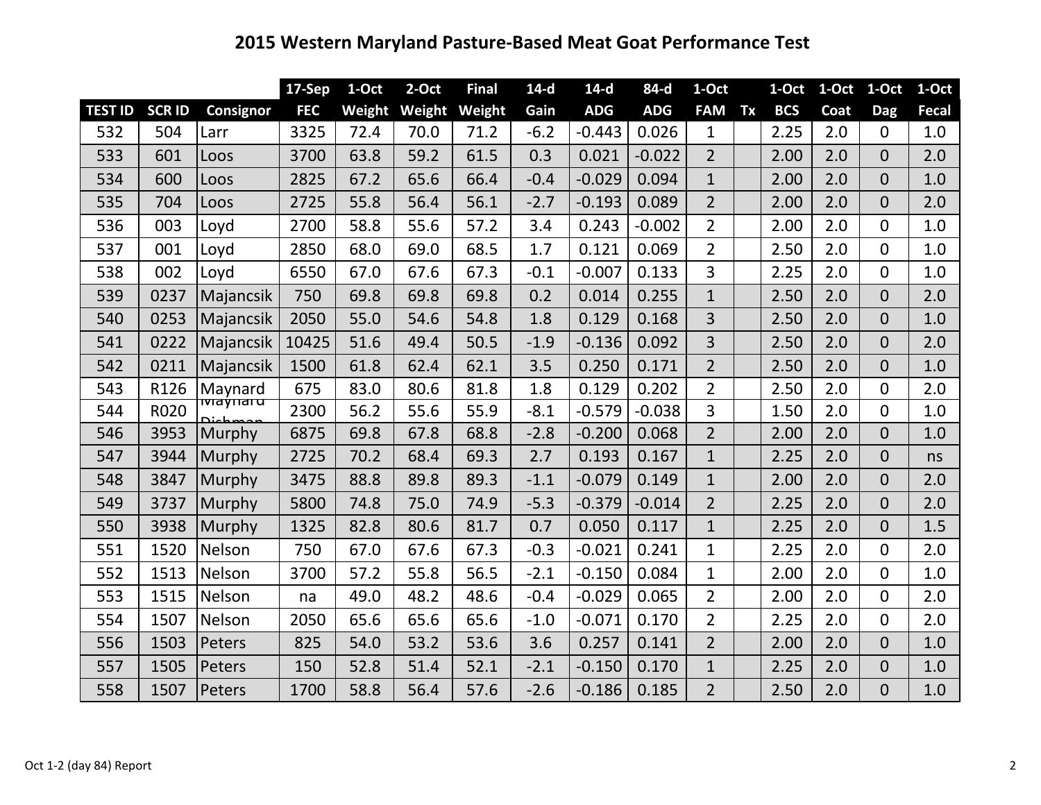# 2015 Western Maryland Pasture-Based Meat Goat Performance Test

| | | | 17-Sep | 1-Oct | 2-Oct | Final | 14-d | 14-d | 84-d | 1-Oct | | 1-Oct | 1-Oct | 1-Oct | 1-Oct |
|---|---|---|---|---|---|---|---|---|---|---|---|---|---|---|---|
| **TEST ID** | **SCR ID** | **Consignor** | **FEC** | **Weight** | **Weight** | **Weight** | **Gain** | **ADG** | **ADG** | **FAM** | **Tx** | **BCS** | **Coat** | **Dag** | **Fecal** |
| 532 | 504 | Larr | 3325 | 72.4 | 70.0 | 71.2 | -6.2 | -0.443 | 0.026 | 1 | | 2.25 | 2.0 | 0 | 1.0 |
| 533 | 601 | Loos | 3700 | 63.8 | 59.2 | 61.5 | 0.3 | 0.021 | -0.022 | 2 | | 2.00 | 2.0 | 0 | 2.0 |
| 534 | 600 | Loos | 2825 | 67.2 | 65.6 | 66.4 | -0.4 | -0.029 | 0.094 | 1 | | 2.00 | 2.0 | 0 | 1.0 |
| 535 | 704 | Loos | 2725 | 55.8 | 56.4 | 56.1 | -2.7 | -0.193 | 0.089 | 2 | | 2.00 | 2.0 | 0 | 2.0 |
| 536 | 003 | Loyd | 2700 | 58.8 | 55.6 | 57.2 | 3.4 | 0.243 | -0.002 | 2 | | 2.00 | 2.0 | 0 | 1.0 |
| 537 | 001 | Loyd | 2850 | 68.0 | 69.0 | 68.5 | 1.7 | 0.121 | 0.069 | 2 | | 2.50 | 2.0 | 0 | 1.0 |
| 538 | 002 | Loyd | 6550 | 67.0 | 67.6 | 67.3 | -0.1 | -0.007 | 0.133 | 3 | | 2.25 | 2.0 | 0 | 1.0 |
| 539 | 0237 | Majancsik | 750 | 69.8 | 69.8 | 69.8 | 0.2 | 0.014 | 0.255 | 1 | | 2.50 | 2.0 | 0 | 2.0 |
| 540 | 0253 | Majancsik | 2050 | 55.0 | 54.6 | 54.8 | 1.8 | 0.129 | 0.168 | 3 | | 2.50 | 2.0 | 0 | 1.0 |
| 541 | 0222 | Majancsik | 10425 | 51.6 | 49.4 | 50.5 | -1.9 | -0.136 | 0.092 | 3 | | 2.50 | 2.0 | 0 | 2.0 |
| 542 | 0211 | Majancsik | 1500 | 61.8 | 62.4 | 62.1 | 3.5 | 0.250 | 0.171 | 2 | | 2.50 | 2.0 | 0 | 1.0 |
| 543 | R126 | Maynard | 675 | 83.0 | 80.6 | 81.8 | 1.8 | 0.129 | 0.202 | 2 | | 2.50 | 2.0 | 0 | 2.0 |
| 544 | R020 | Maynard Dishman | 2300 | 56.2 | 55.6 | 55.9 | -8.1 | -0.579 | -0.038 | 3 | | 1.50 | 2.0 | 0 | 1.0 |
| 546 | 3953 | Murphy | 6875 | 69.8 | 67.8 | 68.8 | -2.8 | -0.200 | 0.068 | 2 | | 2.00 | 2.0 | 0 | 1.0 |
| 547 | 3944 | Murphy | 2725 | 70.2 | 68.4 | 69.3 | 2.7 | 0.193 | 0.167 | 1 | | 2.25 | 2.0 | 0 | ns |
| 548 | 3847 | Murphy | 3475 | 88.8 | 89.8 | 89.3 | -1.1 | -0.079 | 0.149 | 1 | | 2.00 | 2.0 | 0 | 2.0 |
| 549 | 3737 | Murphy | 5800 | 74.8 | 75.0 | 74.9 | -5.3 | -0.379 | -0.014 | 2 | | 2.25 | 2.0 | 0 | 2.0 |
| 550 | 3938 | Murphy | 1325 | 82.8 | 80.6 | 81.7 | 0.7 | 0.050 | 0.117 | 1 | | 2.25 | 2.0 | 0 | 1.5 |
| 551 | 1520 | Nelson | 750 | 67.0 | 67.6 | 67.3 | -0.3 | -0.021 | 0.241 | 1 | | 2.25 | 2.0 | 0 | 2.0 |
| 552 | 1513 | Nelson | 3700 | 57.2 | 55.8 | 56.5 | -2.1 | -0.150 | 0.084 | 1 | | 2.00 | 2.0 | 0 | 1.0 |
| 553 | 1515 | Nelson | na | 49.0 | 48.2 | 48.6 | -0.4 | -0.029 | 0.065 | 2 | | 2.00 | 2.0 | 0 | 2.0 |
| 554 | 1507 | Nelson | 2050 | 65.6 | 65.6 | 65.6 | -1.0 | -0.071 | 0.170 | 2 | | 2.25 | 2.0 | 0 | 2.0 |
| 556 | 1503 | Peters | 825 | 54.0 | 53.2 | 53.6 | 3.6 | 0.257 | 0.141 | 2 | | 2.00 | 2.0 | 0 | 1.0 |
| 557 | 1505 | Peters | 150 | 52.8 | 51.4 | 52.1 | -2.1 | -0.150 | 0.170 | 1 | | 2.25 | 2.0 | 0 | 1.0 |
| 558 | 1507 | Peters | 1700 | 58.8 | 56.4 | 57.6 | -2.6 | -0.186 | 0.185 | 2 | | 2.50 | 2.0 | 0 | 1.0 |

Oct 1-2 (day 84) Report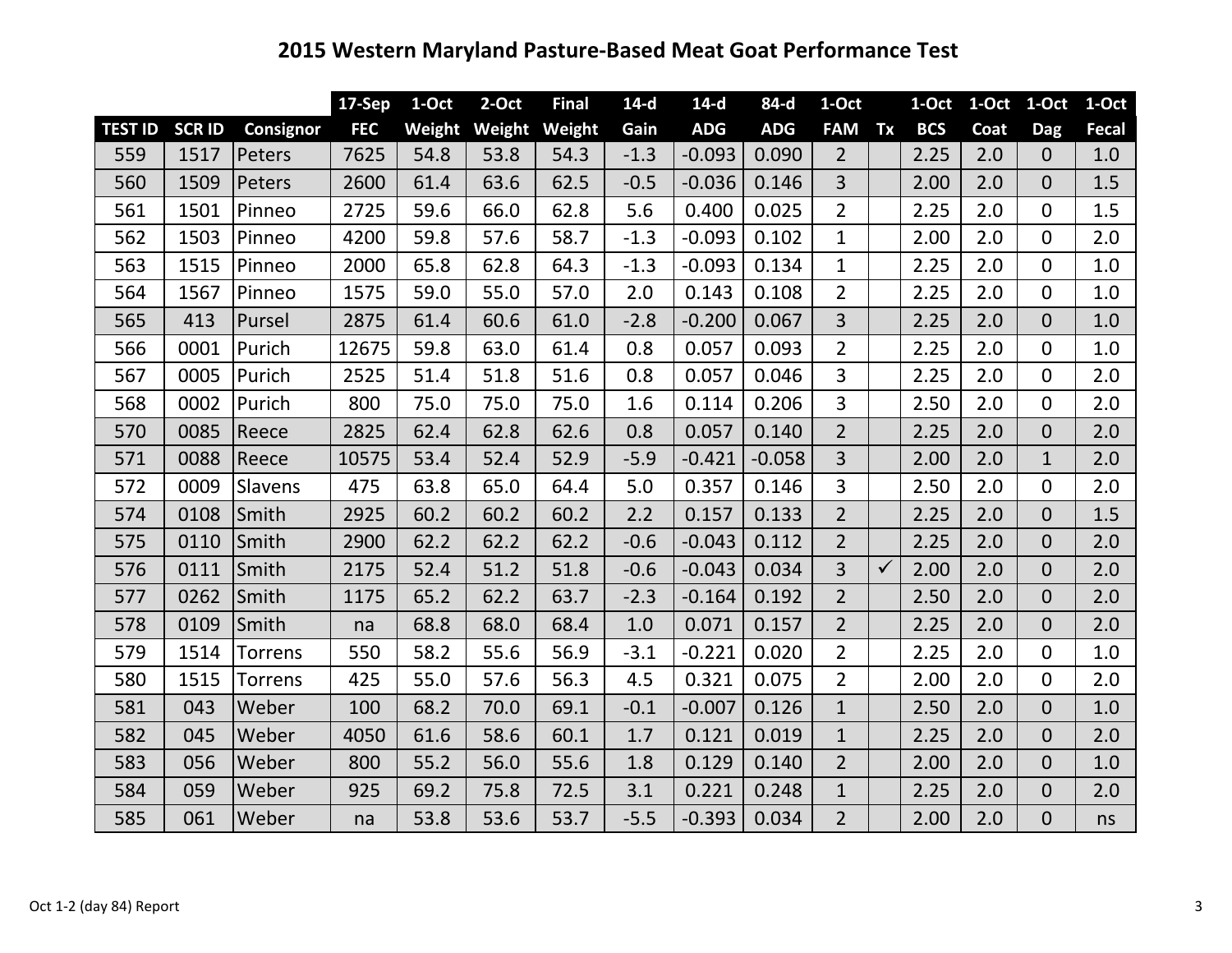# 2015 Western Maryland Pasture-Based Meat Goat Performance Test

| | | | 17-Sep | 1-Oct | 2-Oct | Final | 14-d | 14-d | 84-d | 1-Oct | | 1-Oct | 1-Oct | 1-Oct | 1-Oct |
|---|---|---|---|---|---|---|---|---|---|---|---|---|---|---|---|
| TEST ID | SCR ID | Consignor | FEC | Weight | Weight | Weight | Gain | ADG | ADG | FAM | Tx | BCS | Coat | Dag | Fecal |
| 559 | 1517 | Peters | 7625 | 54.8 | 53.8 | 54.3 | -1.3 | -0.093 | 0.090 | 2 | | 2.25 | 2.0 | 0 | 1.0 |
| 560 | 1509 | Peters | 2600 | 61.4 | 63.6 | 62.5 | -0.5 | -0.036 | 0.146 | 3 | | 2.00 | 2.0 | 0 | 1.5 |
| 561 | 1501 | Pinneo | 2725 | 59.6 | 66.0 | 62.8 | 5.6 | 0.400 | 0.025 | 2 | | 2.25 | 2.0 | 0 | 1.5 |
| 562 | 1503 | Pinneo | 4200 | 59.8 | 57.6 | 58.7 | -1.3 | -0.093 | 0.102 | 1 | | 2.00 | 2.0 | 0 | 2.0 |
| 563 | 1515 | Pinneo | 2000 | 65.8 | 62.8 | 64.3 | -1.3 | -0.093 | 0.134 | 1 | | 2.25 | 2.0 | 0 | 1.0 |
| 564 | 1567 | Pinneo | 1575 | 59.0 | 55.0 | 57.0 | 2.0 | 0.143 | 0.108 | 2 | | 2.25 | 2.0 | 0 | 1.0 |
| 565 | 413 | Pursel | 2875 | 61.4 | 60.6 | 61.0 | -2.8 | -0.200 | 0.067 | 3 | | 2.25 | 2.0 | 0 | 1.0 |
| 566 | 0001 | Purich | 12675 | 59.8 | 63.0 | 61.4 | 0.8 | 0.057 | 0.093 | 2 | | 2.25 | 2.0 | 0 | 1.0 |
| 567 | 0005 | Purich | 2525 | 51.4 | 51.8 | 51.6 | 0.8 | 0.057 | 0.046 | 3 | | 2.25 | 2.0 | 0 | 2.0 |
| 568 | 0002 | Purich | 800 | 75.0 | 75.0 | 75.0 | 1.6 | 0.114 | 0.206 | 3 | | 2.50 | 2.0 | 0 | 2.0 |
| 570 | 0085 | Reece | 2825 | 62.4 | 62.8 | 62.6 | 0.8 | 0.057 | 0.140 | 2 | | 2.25 | 2.0 | 0 | 2.0 |
| 571 | 0088 | Reece | 10575 | 53.4 | 52.4 | 52.9 | -5.9 | -0.421 | -0.058 | 3 | | 2.00 | 2.0 | 1 | 2.0 |
| 572 | 0009 | Slavens | 475 | 63.8 | 65.0 | 64.4 | 5.0 | 0.357 | 0.146 | 3 | | 2.50 | 2.0 | 0 | 2.0 |
| 574 | 0108 | Smith | 2925 | 60.2 | 60.2 | 60.2 | 2.2 | 0.157 | 0.133 | 2 | | 2.25 | 2.0 | 0 | 1.5 |
| 575 | 0110 | Smith | 2900 | 62.2 | 62.2 | 62.2 | -0.6 | -0.043 | 0.112 | 2 | | 2.25 | 2.0 | 0 | 2.0 |
| 576 | 0111 | Smith | 2175 | 52.4 | 51.2 | 51.8 | -0.6 | -0.043 | 0.034 | 3 | ✓ | 2.00 | 2.0 | 0 | 2.0 |
| 577 | 0262 | Smith | 1175 | 65.2 | 62.2 | 63.7 | -2.3 | -0.164 | 0.192 | 2 | | 2.50 | 2.0 | 0 | 2.0 |
| 578 | 0109 | Smith | na | 68.8 | 68.0 | 68.4 | 1.0 | 0.071 | 0.157 | 2 | | 2.25 | 2.0 | 0 | 2.0 |
| 579 | 1514 | Torrens | 550 | 58.2 | 55.6 | 56.9 | -3.1 | -0.221 | 0.020 | 2 | | 2.25 | 2.0 | 0 | 1.0 |
| 580 | 1515 | Torrens | 425 | 55.0 | 57.6 | 56.3 | 4.5 | 0.321 | 0.075 | 2 | | 2.00 | 2.0 | 0 | 2.0 |
| 581 | 043 | Weber | 100 | 68.2 | 70.0 | 69.1 | -0.1 | -0.007 | 0.126 | 1 | | 2.50 | 2.0 | 0 | 1.0 |
| 582 | 045 | Weber | 4050 | 61.6 | 58.6 | 60.1 | 1.7 | 0.121 | 0.019 | 1 | | 2.25 | 2.0 | 0 | 2.0 |
| 583 | 056 | Weber | 800 | 55.2 | 56.0 | 55.6 | 1.8 | 0.129 | 0.140 | 2 | | 2.00 | 2.0 | 0 | 1.0 |
| 584 | 059 | Weber | 925 | 69.2 | 75.8 | 72.5 | 3.1 | 0.221 | 0.248 | 1 | | 2.25 | 2.0 | 0 | 2.0 |
| 585 | 061 | Weber | na | 53.8 | 53.6 | 53.7 | -5.5 | -0.393 | 0.034 | 2 | | 2.00 | 2.0 | 0 | ns |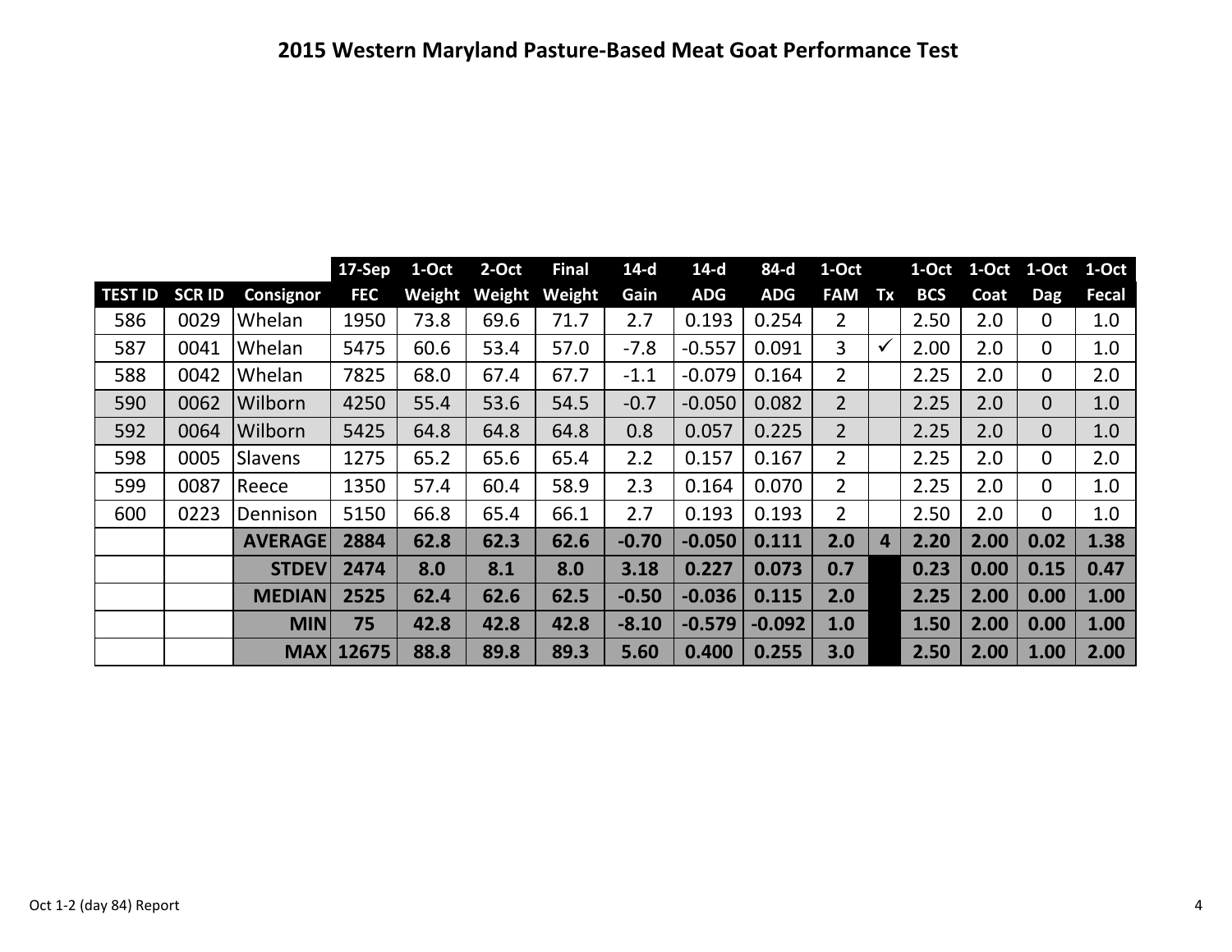# 2015 Western Maryland Pasture-Based Meat Goat Performance Test

| | | | 17-Sep | 1-Oct | 2-Oct | Final | 14-d | 14-d | 84-d | 1-Oct | | 1-Oct | 1-Oct | 1-Oct | 1-Oct |
|---|---|---|---|---|---|---|---|---|---|---|---|---|---|---|---|
| **TEST ID** | **SCR ID** | **Consignor** | **FEC** | **Weight** | **Weight** | **Weight** | **Gain** | **ADG** | **ADG** | **FAM** | **Tx** | **BCS** | **Coat** | **Dag** | **Fecal** |
| 586 | 0029 | Whelan | 1950 | 73.8 | 69.6 | 71.7 | 2.7 | 0.193 | 0.254 | 2 | | 2.50 | 2.0 | 0 | 1.0 |
| 587 | 0041 | Whelan | 5475 | 60.6 | 53.4 | 57.0 | -7.8 | -0.557 | 0.091 | 3 | ✓ | 2.00 | 2.0 | 0 | 1.0 |
| 588 | 0042 | Whelan | 7825 | 68.0 | 67.4 | 67.7 | -1.1 | -0.079 | 0.164 | 2 | | 2.25 | 2.0 | 0 | 2.0 |
| 590 | 0062 | Wilborn | 4250 | 55.4 | 53.6 | 54.5 | -0.7 | -0.050 | 0.082 | 2 | | 2.25 | 2.0 | 0 | 1.0 |
| 592 | 0064 | Wilborn | 5425 | 64.8 | 64.8 | 64.8 | 0.8 | 0.057 | 0.225 | 2 | | 2.25 | 2.0 | 0 | 1.0 |
| 598 | 0005 | Slavens | 1275 | 65.2 | 65.6 | 65.4 | 2.2 | 0.157 | 0.167 | 2 | | 2.25 | 2.0 | 0 | 2.0 |
| 599 | 0087 | Reece | 1350 | 57.4 | 60.4 | 58.9 | 2.3 | 0.164 | 0.070 | 2 | | 2.25 | 2.0 | 0 | 1.0 |
| 600 | 0223 | Dennison | 5150 | 66.8 | 65.4 | 66.1 | 2.7 | 0.193 | 0.193 | 2 | | 2.50 | 2.0 | 0 | 1.0 |
| | | **AVERAGE** | **2884** | **62.8** | **62.3** | **62.6** | **-0.70** | **-0.050** | **0.111** | **2.0** | **4** | **2.20** | **2.00** | **0.02** | **1.38** |
| | | **STDEV** | **2474** | **8.0** | **8.1** | **8.0** | **3.18** | **0.227** | **0.073** | **0.7** | | **0.23** | **0.00** | **0.15** | **0.47** |
| | | **MEDIAN** | **2525** | **62.4** | **62.6** | **62.5** | **-0.50** | **-0.036** | **0.115** | **2.0** | | **2.25** | **2.00** | **0.00** | **1.00** |
| | | **MIN** | **75** | **42.8** | **42.8** | **42.8** | **-8.10** | **-0.579** | **-0.092** | **1.0** | | **1.50** | **2.00** | **0.00** | **1.00** |
| | | **MAX** | **12675** | **88.8** | **89.8** | **89.3** | **5.60** | **0.400** | **0.255** | **3.0** | | **2.50** | **2.00** | **1.00** | **2.00** |

Oct 1-2 (day 84) Report